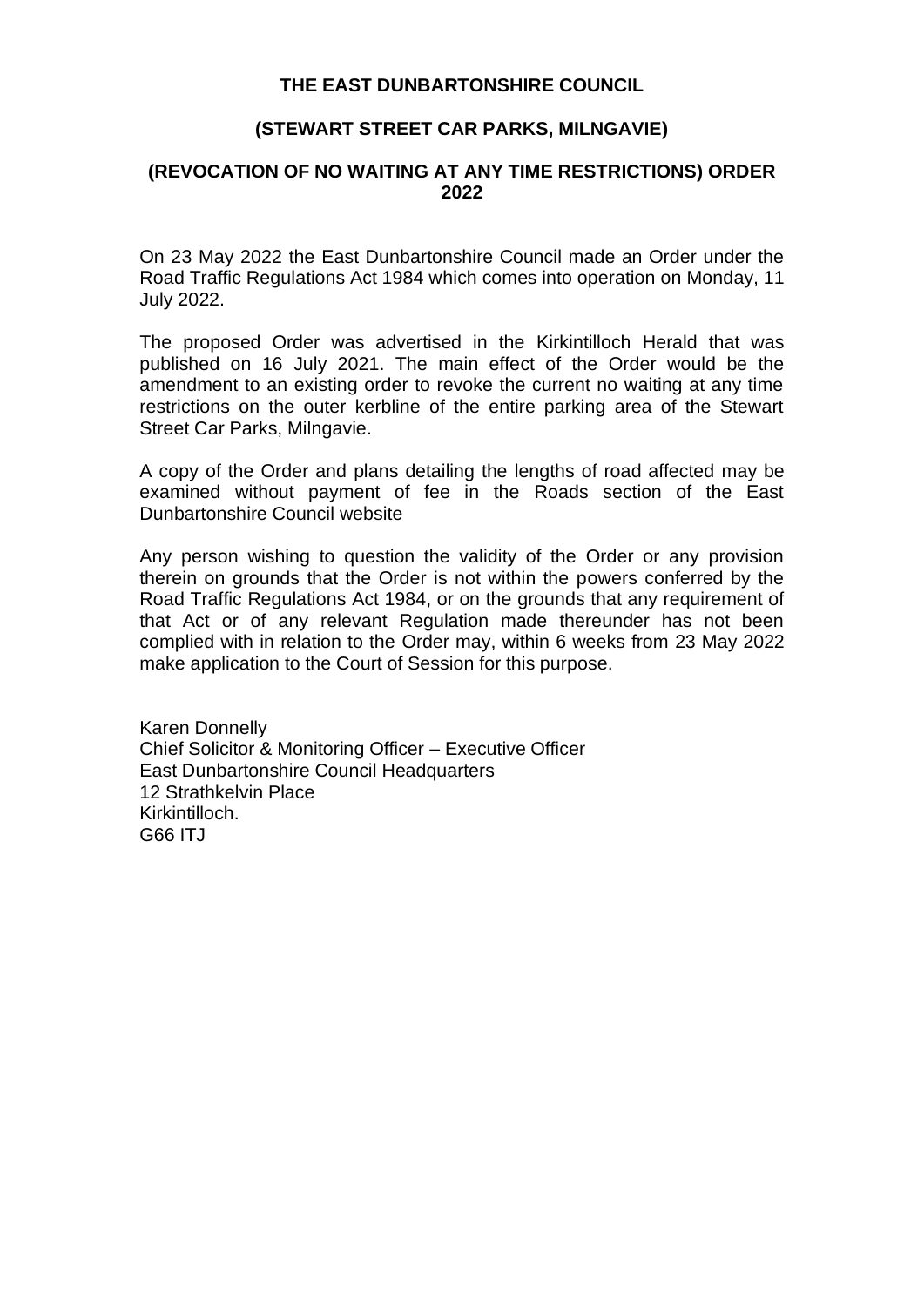# THE EAST DUNBARTONSHIRE COUNCIL

## (STEWART STREET CAR PARKS, MILNGAVIE)

## (REVOCATION OF NO WAITING AT ANY TIME RESTRICTIONS) ORDER 2022

On 23 May 2022 the East Dunbartonshire Council made an Order under the Road Traffic Regulations Act 1984 which comes into operation on Monday, 11 July 2022.

The proposed Order was advertised in the Kirkintilloch Herald that was published on 16 July 2021. The main effect of the Order would be the amendment to an existing order to revoke the current no waiting at any time restrictions on the outer kerbline of the entire parking area of the Stewart Street Car Parks, Milngavie.

A copy of the Order and plans detailing the lengths of road affected may be examined without payment of fee in the Roads section of the East Dunbartonshire Council website

Any person wishing to question the validity of the Order or any provision therein on grounds that the Order is not within the powers conferred by the Road Traffic Regulations Act 1984, or on the grounds that any requirement of that Act or of any relevant Regulation made thereunder has not been complied with in relation to the Order may, within 6 weeks from 23 May 2022 make application to the Court of Session for this purpose.

Karen Donnelly
Chief Solicitor & Monitoring Officer – Executive Officer
East Dunbartonshire Council Headquarters
12 Strathkelvin Place
Kirkintilloch.
G66 ITJ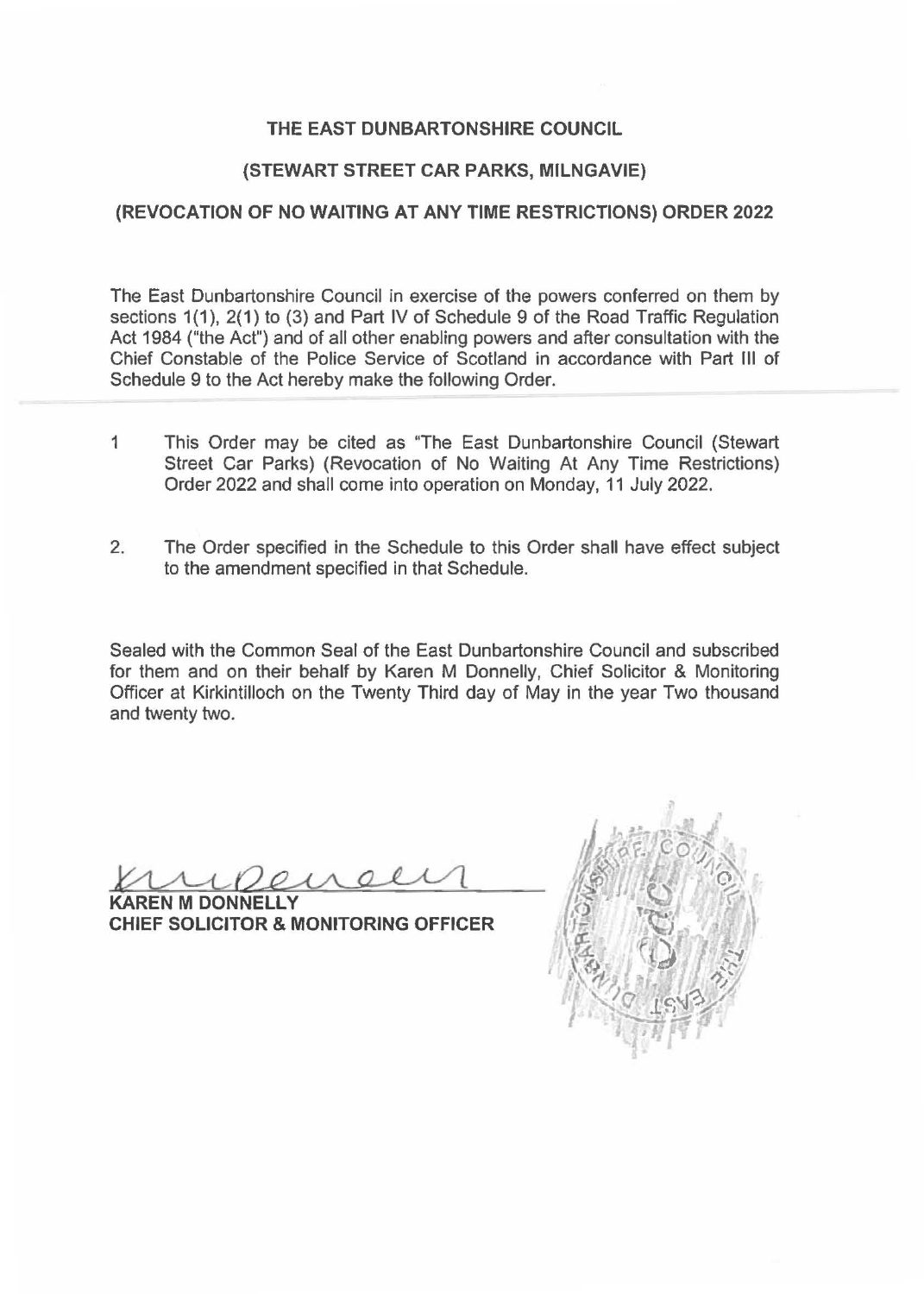**THE EAST DUNBARTONSHIRE COUNCIL**

**(STEWART STREET CAR PARKS, MILNGAVIE)**

**(REVOCATION OF NO WAITING AT ANY TIME RESTRICTIONS) ORDER 2022**

The East Dunbartonshire Council in exercise of the powers conferred on them by sections 1(1), 2(1) to (3) and Part IV of Schedule 9 of the Road Traffic Regulation Act 1984 ("the Act") and of all other enabling powers and after consultation with the Chief Constable of the Police Service of Scotland in accordance with Part III of Schedule 9 to the Act hereby make the following Order.

1 This Order may be cited as "The East Dunbartonshire Council (Stewart Street Car Parks) (Revocation of No Waiting At Any Time Restrictions) Order 2022 and shall come into operation on Monday, 11 July 2022.

2. The Order specified in the Schedule to this Order shall have effect subject to the amendment specified in that Schedule.

Sealed with the Common Seal of the East Dunbartonshire Council and subscribed for them and on their behalf by Karen M Donnelly, Chief Solicitor & Monitoring Officer at Kirkintilloch on the Twenty Third day of May in the year Two thousand and twenty two.

**KAREN M DONNELLY**
**CHIEF SOLICITOR & MONITORING OFFICER**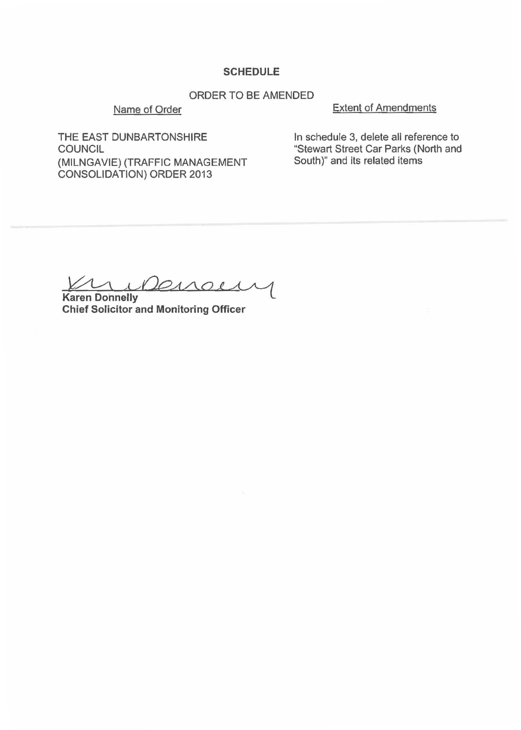## SCHEDULE

ORDER TO BE AMENDED

| Name of Order | Extent of Amendments |
| --- | --- |
| THE EAST DUNBARTONSHIRE COUNCIL (MILNGAVIE) (TRAFFIC MANAGEMENT CONSOLIDATION) ORDER 2013 | In schedule 3, delete all reference to "Stewart Street Car Parks (North and South)" and its related items |

**Karen Donnelly**
**Chief Solicitor and Monitoring Officer**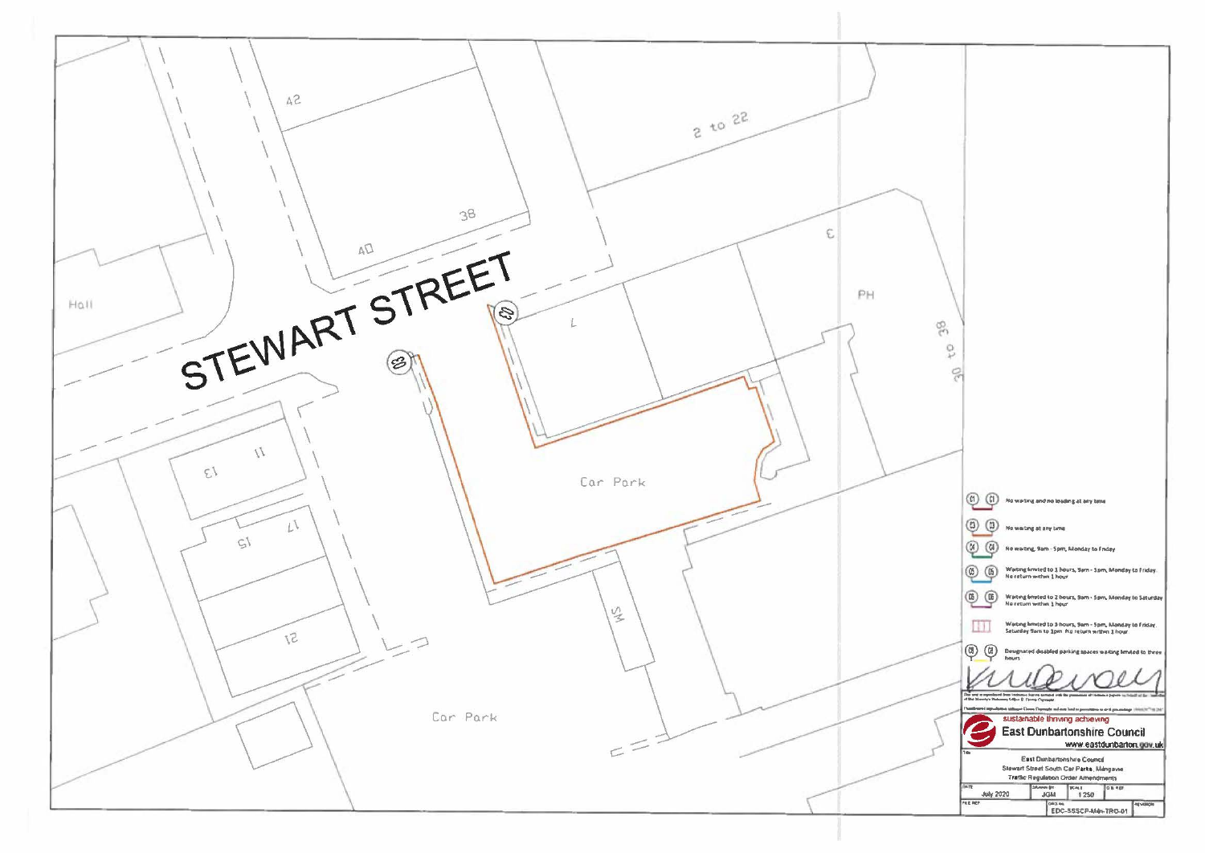STEWART STREET

42

38

40

2 to 22

Hall

3

PH

30 to 38

7

11

13

15

17

21

Car Park

SM

Car Park

C3

C3

| | |
|---|---|
| C1 C1 | No waiting and no loading at any time |
| C3 C3 | No waiting at any time |
| C4 C4 | No waiting, 9am - 5pm, Monday to Friday |
| C5 C5 | Waiting limited to 1 hours, 9am - 5pm, Monday to Friday. No return within 1 hour |
| C6 C6 | Waiting limited to 2 hours, 9am - 5pm, Monday to Saturday. No return within 1 hour |
| | Waiting limited to 3 hours, 9am - 5pm, Monday to Friday. Saturday 9am to 1pm. No return within 1 hour |
| C8 C8 | Designated disabled parking spaces waiting limited to three hours |

sustainable thriving achieving

East Dunbartonshire Council

www.eastdunbarton.gov.uk

| | | | |
|---|---|---|---|
| Title | East Dunbartonshire Council<br>Stewart Street South Car Parks, Milngavie<br>Traffic Regulation Order Amendments | | |
| DATE<br>July 2020 | DRAWN BY<br>JGM | SCALE<br>1:250 | O.S. REF |
| FILE REF | DWG No.<br>EDC-SSSCP-Miln-TRO-01 | | REVISION |